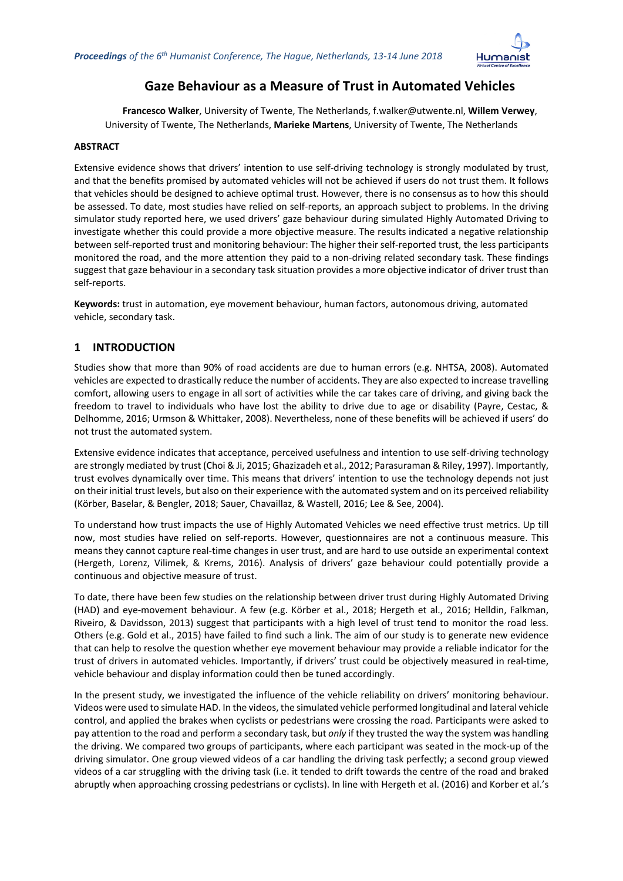# Gaze Behaviour as a Measure of Trust in Automated Vehicles

**Francesco Walker**, University of Twente, The Netherlands, f.walker@utwente.nl, **Willem Verwey**, University of Twente, The Netherlands, **Marieke Martens**, University of Twente, The Netherlands

**ABSTRACT**

Extensive evidence shows that drivers' intention to use self-driving technology is strongly modulated by trust, and that the benefits promised by automated vehicles will not be achieved if users do not trust them. It follows that vehicles should be designed to achieve optimal trust. However, there is no consensus as to how this should be assessed. To date, most studies have relied on self-reports, an approach subject to problems. In the driving simulator study reported here, we used drivers' gaze behaviour during simulated Highly Automated Driving to investigate whether this could provide a more objective measure. The results indicated a negative relationship between self-reported trust and monitoring behaviour: The higher their self-reported trust, the less participants monitored the road, and the more attention they paid to a non-driving related secondary task. These findings suggest that gaze behaviour in a secondary task situation provides a more objective indicator of driver trust than self-reports.

**Keywords:** trust in automation, eye movement behaviour, human factors, autonomous driving, automated vehicle, secondary task.

## 1 INTRODUCTION

Studies show that more than 90% of road accidents are due to human errors (e.g. NHTSA, 2008). Automated vehicles are expected to drastically reduce the number of accidents. They are also expected to increase travelling comfort, allowing users to engage in all sort of activities while the car takes care of driving, and giving back the freedom to travel to individuals who have lost the ability to drive due to age or disability (Payre, Cestac, & Delhomme, 2016; Urmson & Whittaker, 2008). Nevertheless, none of these benefits will be achieved if users' do not trust the automated system.

Extensive evidence indicates that acceptance, perceived usefulness and intention to use self-driving technology are strongly mediated by trust (Choi & Ji, 2015; Ghazizadeh et al., 2012; Parasuraman & Riley, 1997). Importantly, trust evolves dynamically over time. This means that drivers' intention to use the technology depends not just on their initial trust levels, but also on their experience with the automated system and on its perceived reliability (Körber, Baselar, & Bengler, 2018; Sauer, Chavaillaz, & Wastell, 2016; Lee & See, 2004).

To understand how trust impacts the use of Highly Automated Vehicles we need effective trust metrics. Up till now, most studies have relied on self-reports. However, questionnaires are not a continuous measure. This means they cannot capture real-time changes in user trust, and are hard to use outside an experimental context (Hergeth, Lorenz, Vilimek, & Krems, 2016). Analysis of drivers' gaze behaviour could potentially provide a continuous and objective measure of trust.

To date, there have been few studies on the relationship between driver trust during Highly Automated Driving (HAD) and eye-movement behaviour. A few (e.g. Körber et al., 2018; Hergeth et al., 2016; Helldin, Falkman, Riveiro, & Davidsson, 2013) suggest that participants with a high level of trust tend to monitor the road less. Others (e.g. Gold et al., 2015) have failed to find such a link. The aim of our study is to generate new evidence that can help to resolve the question whether eye movement behaviour may provide a reliable indicator for the trust of drivers in automated vehicles. Importantly, if drivers' trust could be objectively measured in real-time, vehicle behaviour and display information could then be tuned accordingly.

In the present study, we investigated the influence of the vehicle reliability on drivers' monitoring behaviour. Videos were used to simulate HAD. In the videos, the simulated vehicle performed longitudinal and lateral vehicle control, and applied the brakes when cyclists or pedestrians were crossing the road. Participants were asked to pay attention to the road and perform a secondary task, but *only* if they trusted the way the system was handling the driving. We compared two groups of participants, where each participant was seated in the mock-up of the driving simulator. One group viewed videos of a car handling the driving task perfectly; a second group viewed videos of a car struggling with the driving task (i.e. it tended to drift towards the centre of the road and braked abruptly when approaching crossing pedestrians or cyclists). In line with Hergeth et al. (2016) and Korber et al.'s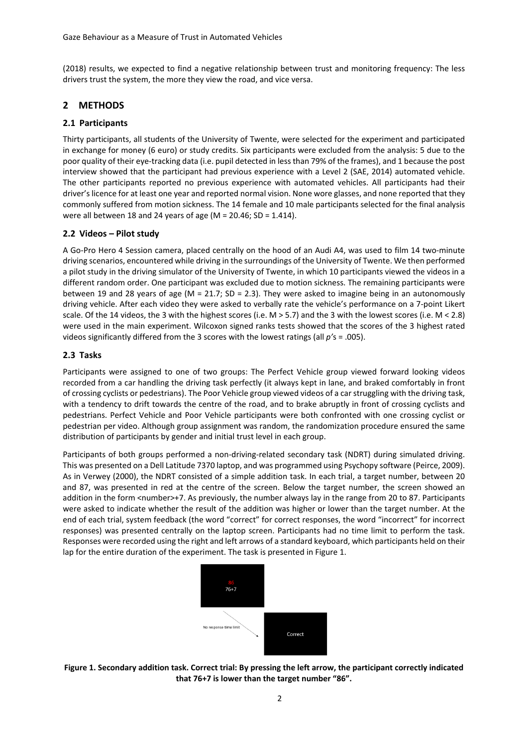(2018) results, we expected to find a negative relationship between trust and monitoring frequency: The less drivers trust the system, the more they view the road, and vice versa.

## 2 METHODS

### 2.1 Participants

Thirty participants, all students of the University of Twente, were selected for the experiment and participated in exchange for money (6 euro) or study credits. Six participants were excluded from the analysis: 5 due to the poor quality of their eye-tracking data (i.e. pupil detected in less than 79% of the frames), and 1 because the post interview showed that the participant had previous experience with a Level 2 (SAE, 2014) automated vehicle. The other participants reported no previous experience with automated vehicles. All participants had their driver's licence for at least one year and reported normal vision. None wore glasses, and none reported that they commonly suffered from motion sickness. The 14 female and 10 male participants selected for the final analysis were all between 18 and 24 years of age (M = 20.46; SD = 1.414).

### 2.2 Videos – Pilot study

A Go-Pro Hero 4 Session camera, placed centrally on the hood of an Audi A4, was used to film 14 two-minute driving scenarios, encountered while driving in the surroundings of the University of Twente. We then performed a pilot study in the driving simulator of the University of Twente, in which 10 participants viewed the videos in a different random order. One participant was excluded due to motion sickness. The remaining participants were between 19 and 28 years of age (M = 21.7; SD = 2.3). They were asked to imagine being in an autonomously driving vehicle. After each video they were asked to verbally rate the vehicle's performance on a 7-point Likert scale. Of the 14 videos, the 3 with the highest scores (i.e. M > 5.7) and the 3 with the lowest scores (i.e. M < 2.8) were used in the main experiment. Wilcoxon signed ranks tests showed that the scores of the 3 highest rated videos significantly differed from the 3 scores with the lowest ratings (all *p*'s = .005).

### 2.3 Tasks

Participants were assigned to one of two groups: The Perfect Vehicle group viewed forward looking videos recorded from a car handling the driving task perfectly (it always kept in lane, and braked comfortably in front of crossing cyclists or pedestrians). The Poor Vehicle group viewed videos of a car struggling with the driving task, with a tendency to drift towards the centre of the road, and to brake abruptly in front of crossing cyclists and pedestrians. Perfect Vehicle and Poor Vehicle participants were both confronted with one crossing cyclist or pedestrian per video. Although group assignment was random, the randomization procedure ensured the same distribution of participants by gender and initial trust level in each group.

Participants of both groups performed a non-driving-related secondary task (NDRT) during simulated driving. This was presented on a Dell Latitude 7370 laptop, and was programmed using Psychopy software (Peirce, 2009). As in Verwey (2000), the NDRT consisted of a simple addition task. In each trial, a target number, between 20 and 87, was presented in red at the centre of the screen. Below the target number, the screen showed an addition in the form <number>+7. As previously, the number always lay in the range from 20 to 87. Participants were asked to indicate whether the result of the addition was higher or lower than the target number. At the end of each trial, system feedback (the word "correct" for correct responses, the word "incorrect" for incorrect responses) was presented centrally on the laptop screen. Participants had no time limit to perform the task. Responses were recorded using the right and left arrows of a standard keyboard, which participants held on their lap for the entire duration of the experiment. The task is presented in Figure 1.

86
76+7

No response time limit

Correct

**Figure 1. Secondary addition task. Correct trial: By pressing the left arrow, the participant correctly indicated that 76+7 is lower than the target number "86".**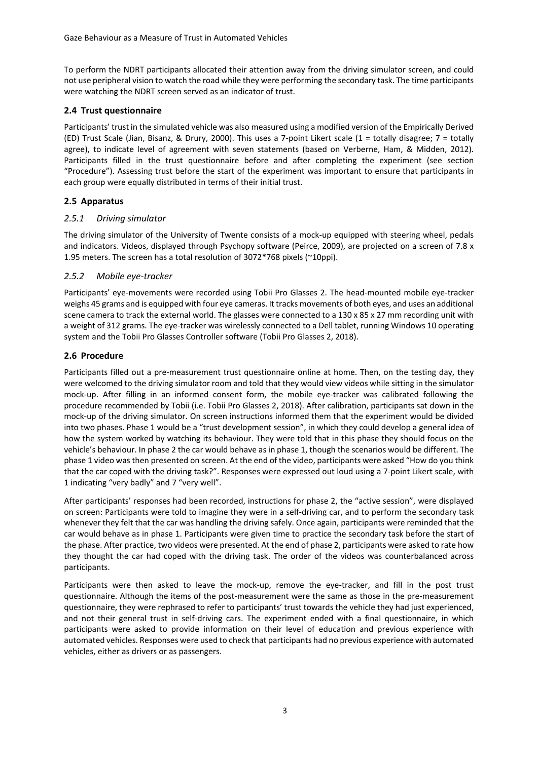To perform the NDRT participants allocated their attention away from the driving simulator screen, and could not use peripheral vision to watch the road while they were performing the secondary task. The time participants were watching the NDRT screen served as an indicator of trust.

## 2.4 Trust questionnaire

Participants' trust in the simulated vehicle was also measured using a modified version of the Empirically Derived (ED) Trust Scale (Jian, Bisanz, & Drury, 2000). This uses a 7-point Likert scale (1 = totally disagree; 7 = totally agree), to indicate level of agreement with seven statements (based on Verberne, Ham, & Midden, 2012). Participants filled in the trust questionnaire before and after completing the experiment (see section "Procedure"). Assessing trust before the start of the experiment was important to ensure that participants in each group were equally distributed in terms of their initial trust.

## 2.5 Apparatus

### *2.5.1 Driving simulator*

The driving simulator of the University of Twente consists of a mock-up equipped with steering wheel, pedals and indicators. Videos, displayed through Psychopy software (Peirce, 2009), are projected on a screen of 7.8 x 1.95 meters. The screen has a total resolution of 3072*768 pixels (~10ppi).

### *2.5.2 Mobile eye-tracker*

Participants' eye-movements were recorded using Tobii Pro Glasses 2. The head-mounted mobile eye-tracker weighs 45 grams and is equipped with four eye cameras. It tracks movements of both eyes, and uses an additional scene camera to track the external world. The glasses were connected to a 130 x 85 x 27 mm recording unit with a weight of 312 grams. The eye-tracker was wirelessly connected to a Dell tablet, running Windows 10 operating system and the Tobii Pro Glasses Controller software (Tobii Pro Glasses 2, 2018).

## 2.6 Procedure

Participants filled out a pre-measurement trust questionnaire online at home. Then, on the testing day, they were welcomed to the driving simulator room and told that they would view videos while sitting in the simulator mock-up. After filling in an informed consent form, the mobile eye-tracker was calibrated following the procedure recommended by Tobii (i.e. Tobii Pro Glasses 2, 2018). After calibration, participants sat down in the mock-up of the driving simulator. On screen instructions informed them that the experiment would be divided into two phases. Phase 1 would be a "trust development session", in which they could develop a general idea of how the system worked by watching its behaviour. They were told that in this phase they should focus on the vehicle's behaviour. In phase 2 the car would behave as in phase 1, though the scenarios would be different. The phase 1 video was then presented on screen. At the end of the video, participants were asked "How do you think that the car coped with the driving task?". Responses were expressed out loud using a 7-point Likert scale, with 1 indicating "very badly" and 7 "very well".

After participants' responses had been recorded, instructions for phase 2, the "active session", were displayed on screen: Participants were told to imagine they were in a self-driving car, and to perform the secondary task whenever they felt that the car was handling the driving safely. Once again, participants were reminded that the car would behave as in phase 1. Participants were given time to practice the secondary task before the start of the phase. After practice, two videos were presented. At the end of phase 2, participants were asked to rate how they thought the car had coped with the driving task. The order of the videos was counterbalanced across participants.

Participants were then asked to leave the mock-up, remove the eye-tracker, and fill in the post trust questionnaire. Although the items of the post-measurement were the same as those in the pre-measurement questionnaire, they were rephrased to refer to participants' trust towards the vehicle they had just experienced, and not their general trust in self-driving cars. The experiment ended with a final questionnaire, in which participants were asked to provide information on their level of education and previous experience with automated vehicles. Responses were used to check that participants had no previous experience with automated vehicles, either as drivers or as passengers.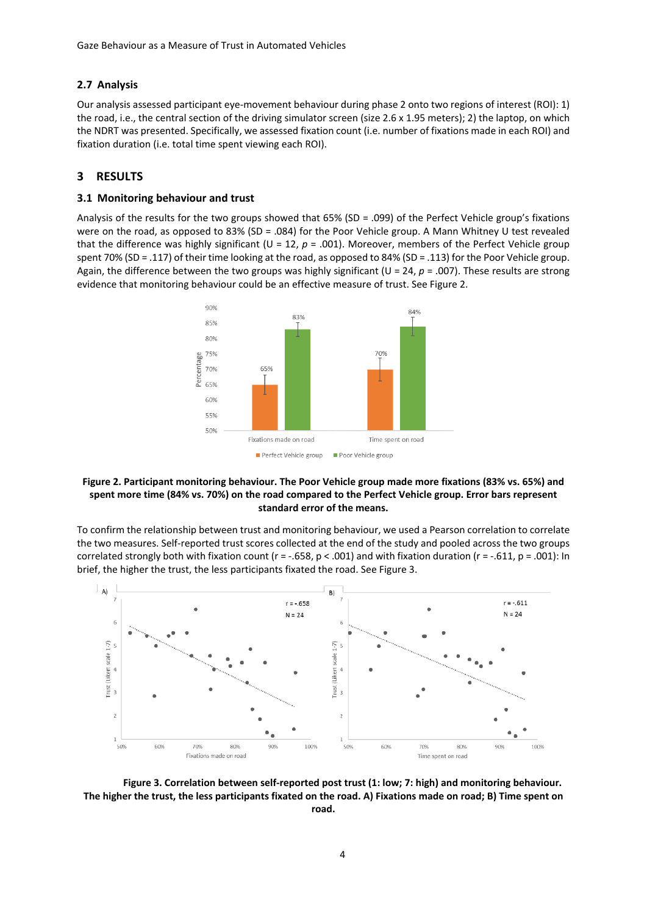## 2.7 Analysis

Our analysis assessed participant eye-movement behaviour during phase 2 onto two regions of interest (ROI): 1) the road, i.e., the central section of the driving simulator screen (size 2.6 x 1.95 meters); 2) the laptop, on which the NDRT was presented. Specifically, we assessed fixation count (i.e. number of fixations made in each ROI) and fixation duration (i.e. total time spent viewing each ROI).

# 3 RESULTS

## 3.1 Monitoring behaviour and trust

Analysis of the results for the two groups showed that 65% (SD = .099) of the Perfect Vehicle group's fixations were on the road, as opposed to 83% (SD = .084) for the Poor Vehicle group. A Mann Whitney U test revealed that the difference was highly significant (U = 12, $p$ = .001). Moreover, members of the Perfect Vehicle group spent 70% (SD = .117) of their time looking at the road, as opposed to 84% (SD = .113) for the Poor Vehicle group. Again, the difference between the two groups was highly significant (U = 24, $p$ = .007). These results are strong evidence that monitoring behaviour could be an effective measure of trust. See Figure 2.

**Figure 2. Participant monitoring behaviour. The Poor Vehicle group made more fixations (83% vs. 65%) and spent more time (84% vs. 70%) on the road compared to the Perfect Vehicle group. Error bars represent standard error of the means.**

To confirm the relationship between trust and monitoring behaviour, we used a Pearson correlation to correlate the two measures. Self-reported trust scores collected at the end of the study and pooled across the two groups correlated strongly both with fixation count ($r = -.658$, $p < .001$) and with fixation duration ($r = -.611$, $p = .001$): In brief, the higher the trust, the less participants fixated the road. See Figure 3.

**Figure 3. Correlation between self-reported post trust (1: low; 7: high) and monitoring behaviour. The higher the trust, the less participants fixated on the road. A) Fixations made on road; B) Time spent on road.**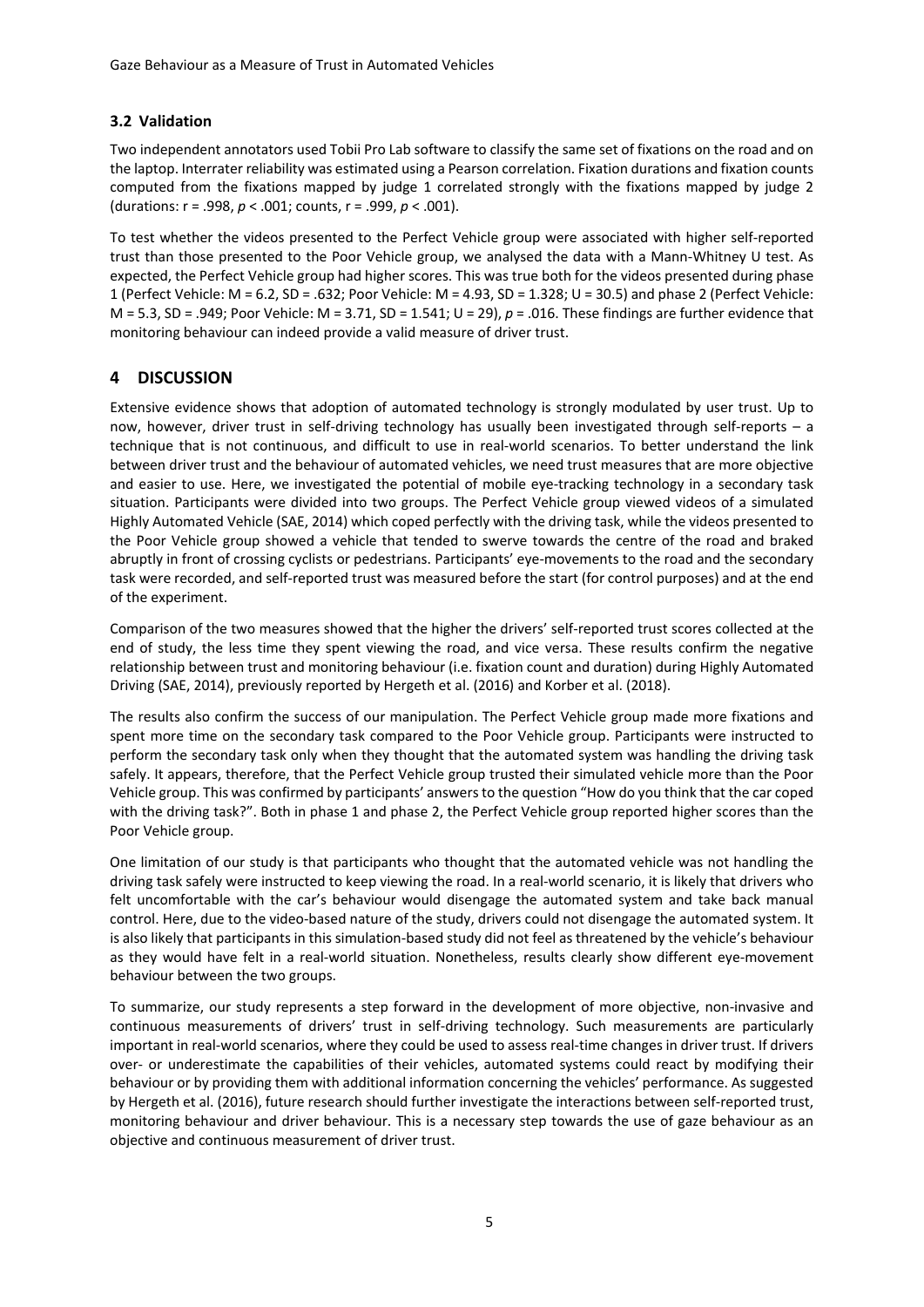### 3.2 Validation

Two independent annotators used Tobii Pro Lab software to classify the same set of fixations on the road and on the laptop. Interrater reliability was estimated using a Pearson correlation. Fixation durations and fixation counts computed from the fixations mapped by judge 1 correlated strongly with the fixations mapped by judge 2 (durations: $r = .998$, $p < .001$; counts, $r = .999$, $p < .001$).

To test whether the videos presented to the Perfect Vehicle group were associated with higher self-reported trust than those presented to the Poor Vehicle group, we analysed the data with a Mann-Whitney U test. As expected, the Perfect Vehicle group had higher scores. This was true both for the videos presented during phase 1 (Perfect Vehicle: $M = 6.2$, $SD = .632$; Poor Vehicle: $M = 4.93$, $SD = 1.328$; $U = 30.5$) and phase 2 (Perfect Vehicle: $M = 5.3$, $SD = .949$; Poor Vehicle: $M = 3.71$, $SD = 1.541$; $U = 29$), $p = .016$. These findings are further evidence that monitoring behaviour can indeed provide a valid measure of driver trust.

## 4 DISCUSSION

Extensive evidence shows that adoption of automated technology is strongly modulated by user trust. Up to now, however, driver trust in self-driving technology has usually been investigated through self-reports – a technique that is not continuous, and difficult to use in real-world scenarios. To better understand the link between driver trust and the behaviour of automated vehicles, we need trust measures that are more objective and easier to use. Here, we investigated the potential of mobile eye-tracking technology in a secondary task situation. Participants were divided into two groups. The Perfect Vehicle group viewed videos of a simulated Highly Automated Vehicle (SAE, 2014) which coped perfectly with the driving task, while the videos presented to the Poor Vehicle group showed a vehicle that tended to swerve towards the centre of the road and braked abruptly in front of crossing cyclists or pedestrians. Participants' eye-movements to the road and the secondary task were recorded, and self-reported trust was measured before the start (for control purposes) and at the end of the experiment.

Comparison of the two measures showed that the higher the drivers' self-reported trust scores collected at the end of study, the less time they spent viewing the road, and vice versa. These results confirm the negative relationship between trust and monitoring behaviour (i.e. fixation count and duration) during Highly Automated Driving (SAE, 2014), previously reported by Hergeth et al. (2016) and Korber et al. (2018).

The results also confirm the success of our manipulation. The Perfect Vehicle group made more fixations and spent more time on the secondary task compared to the Poor Vehicle group. Participants were instructed to perform the secondary task only when they thought that the automated system was handling the driving task safely. It appears, therefore, that the Perfect Vehicle group trusted their simulated vehicle more than the Poor Vehicle group. This was confirmed by participants' answers to the question "How do you think that the car coped with the driving task?". Both in phase 1 and phase 2, the Perfect Vehicle group reported higher scores than the Poor Vehicle group.

One limitation of our study is that participants who thought that the automated vehicle was not handling the driving task safely were instructed to keep viewing the road. In a real-world scenario, it is likely that drivers who felt uncomfortable with the car's behaviour would disengage the automated system and take back manual control. Here, due to the video-based nature of the study, drivers could not disengage the automated system. It is also likely that participants in this simulation-based study did not feel as threatened by the vehicle's behaviour as they would have felt in a real-world situation. Nonetheless, results clearly show different eye-movement behaviour between the two groups.

To summarize, our study represents a step forward in the development of more objective, non-invasive and continuous measurements of drivers' trust in self-driving technology. Such measurements are particularly important in real-world scenarios, where they could be used to assess real-time changes in driver trust. If drivers over- or underestimate the capabilities of their vehicles, automated systems could react by modifying their behaviour or by providing them with additional information concerning the vehicles' performance. As suggested by Hergeth et al. (2016), future research should further investigate the interactions between self-reported trust, monitoring behaviour and driver behaviour. This is a necessary step towards the use of gaze behaviour as an objective and continuous measurement of driver trust.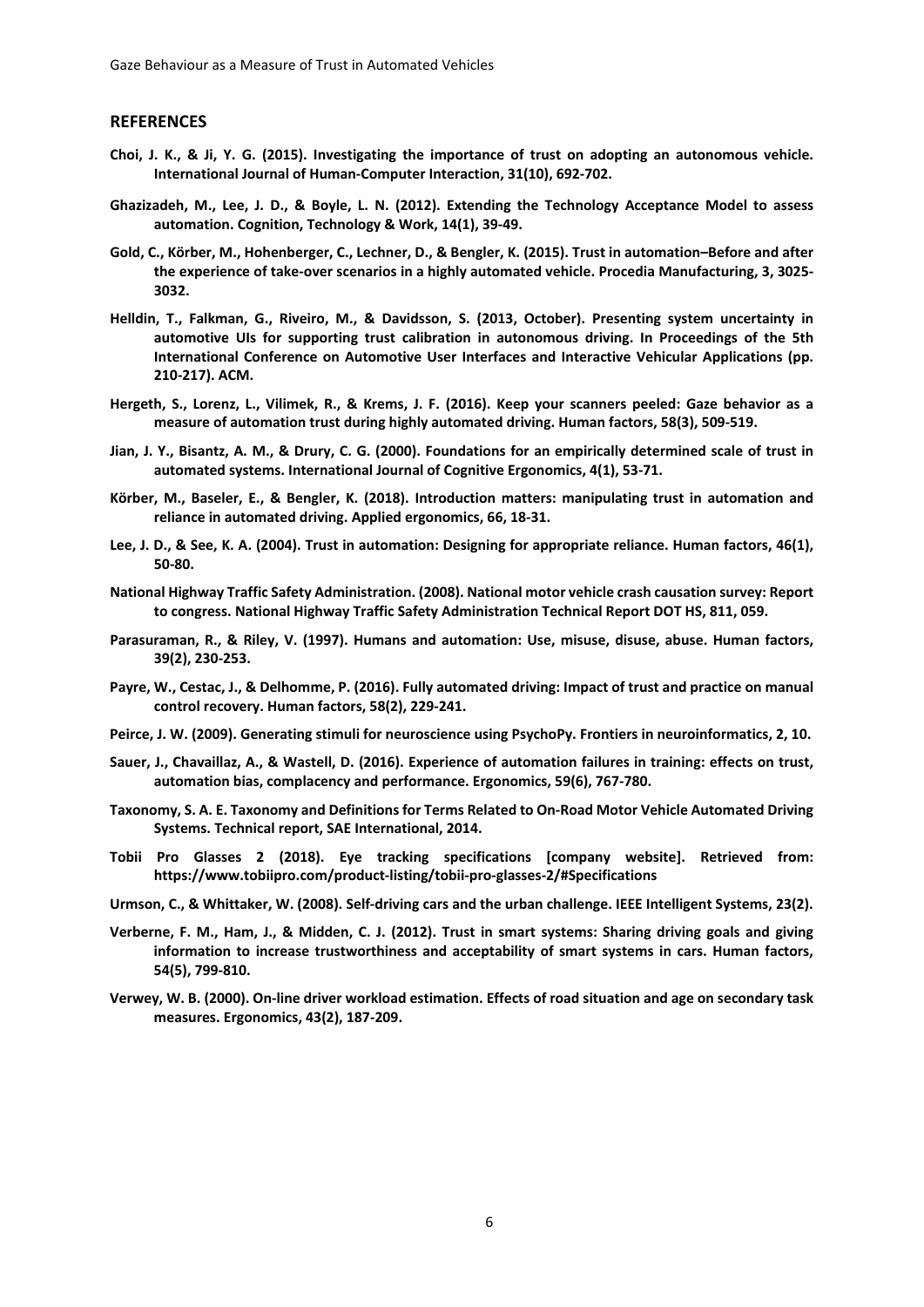## REFERENCES

**Choi, J. K., & Ji, Y. G. (2015). Investigating the importance of trust on adopting an autonomous vehicle. International Journal of Human-Computer Interaction, 31(10), 692-702.**

**Ghazizadeh, M., Lee, J. D., & Boyle, L. N. (2012). Extending the Technology Acceptance Model to assess automation. Cognition, Technology & Work, 14(1), 39-49.**

**Gold, C., Körber, M., Hohenberger, C., Lechner, D., & Bengler, K. (2015). Trust in automation–Before and after the experience of take-over scenarios in a highly automated vehicle. Procedia Manufacturing, 3, 3025-3032.**

**Helldin, T., Falkman, G., Riveiro, M., & Davidsson, S. (2013, October). Presenting system uncertainty in automotive UIs for supporting trust calibration in autonomous driving. In Proceedings of the 5th International Conference on Automotive User Interfaces and Interactive Vehicular Applications (pp. 210-217). ACM.**

**Hergeth, S., Lorenz, L., Vilimek, R., & Krems, J. F. (2016). Keep your scanners peeled: Gaze behavior as a measure of automation trust during highly automated driving. Human factors, 58(3), 509-519.**

**Jian, J. Y., Bisantz, A. M., & Drury, C. G. (2000). Foundations for an empirically determined scale of trust in automated systems. International Journal of Cognitive Ergonomics, 4(1), 53-71.**

**Körber, M., Baseler, E., & Bengler, K. (2018). Introduction matters: manipulating trust in automation and reliance in automated driving. Applied ergonomics, 66, 18-31.**

**Lee, J. D., & See, K. A. (2004). Trust in automation: Designing for appropriate reliance. Human factors, 46(1), 50-80.**

**National Highway Traffic Safety Administration. (2008). National motor vehicle crash causation survey: Report to congress. National Highway Traffic Safety Administration Technical Report DOT HS, 811, 059.**

**Parasuraman, R., & Riley, V. (1997). Humans and automation: Use, misuse, disuse, abuse. Human factors, 39(2), 230-253.**

**Payre, W., Cestac, J., & Delhomme, P. (2016). Fully automated driving: Impact of trust and practice on manual control recovery. Human factors, 58(2), 229-241.**

**Peirce, J. W. (2009). Generating stimuli for neuroscience using PsychoPy. Frontiers in neuroinformatics, 2, 10.**

**Sauer, J., Chavaillaz, A., & Wastell, D. (2016). Experience of automation failures in training: effects on trust, automation bias, complacency and performance. Ergonomics, 59(6), 767-780.**

**Taxonomy, S. A. E. Taxonomy and Definitions for Terms Related to On-Road Motor Vehicle Automated Driving Systems. Technical report, SAE International, 2014.**

**Tobii Pro Glasses 2 (2018). Eye tracking specifications [company website]. Retrieved from: https://www.tobiipro.com/product-listing/tobii-pro-glasses-2/#Specifications**

**Urmson, C., & Whittaker, W. (2008). Self-driving cars and the urban challenge. IEEE Intelligent Systems, 23(2).**

**Verberne, F. M., Ham, J., & Midden, C. J. (2012). Trust in smart systems: Sharing driving goals and giving information to increase trustworthiness and acceptability of smart systems in cars. Human factors, 54(5), 799-810.**

**Verwey, W. B. (2000). On-line driver workload estimation. Effects of road situation and age on secondary task measures. Ergonomics, 43(2), 187-209.**